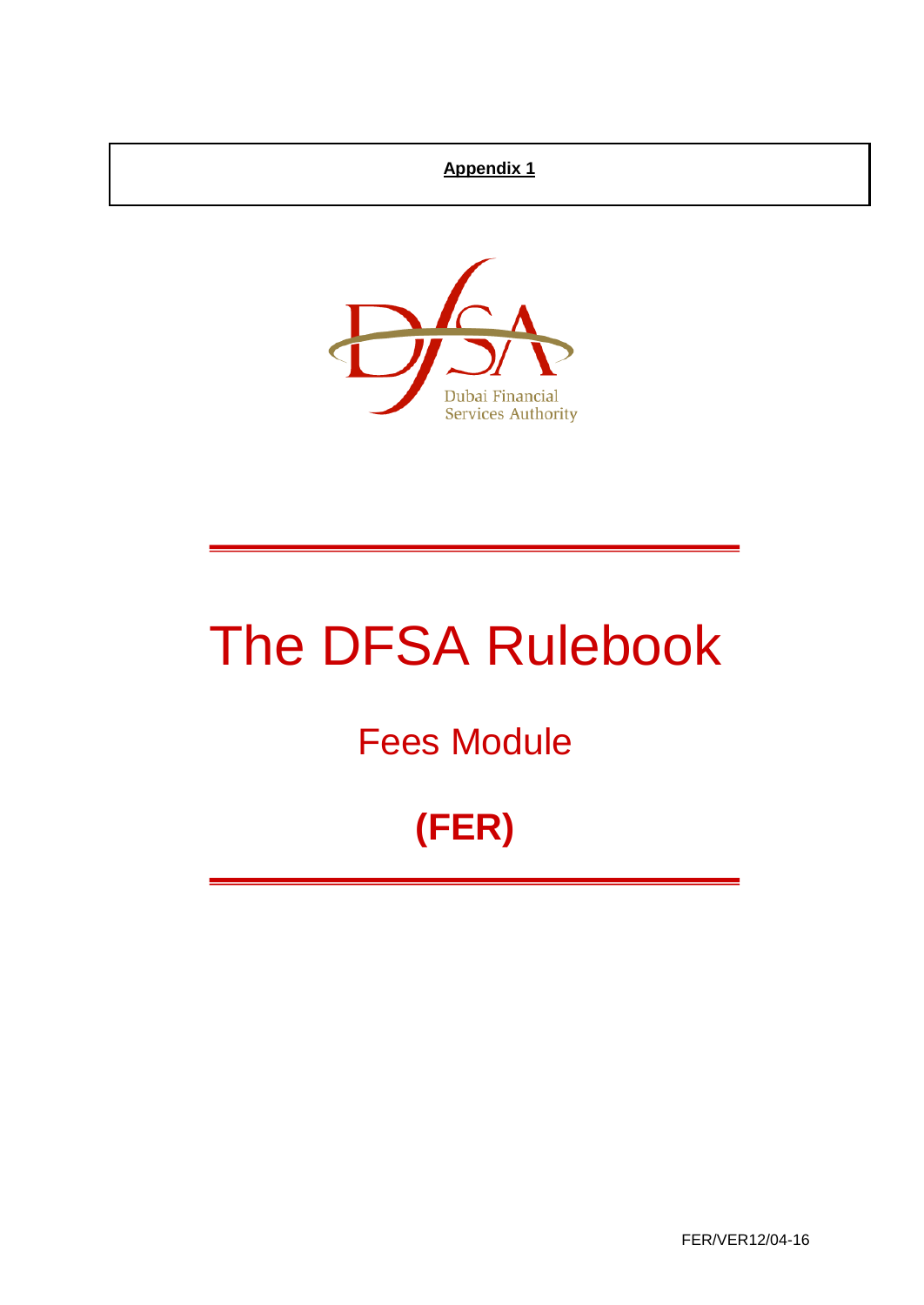**Appendix 1**

Dubai Financial Services Authority

# The DFSA Rulebook

## Fees Module

## (FER)

FER/VER12/04-16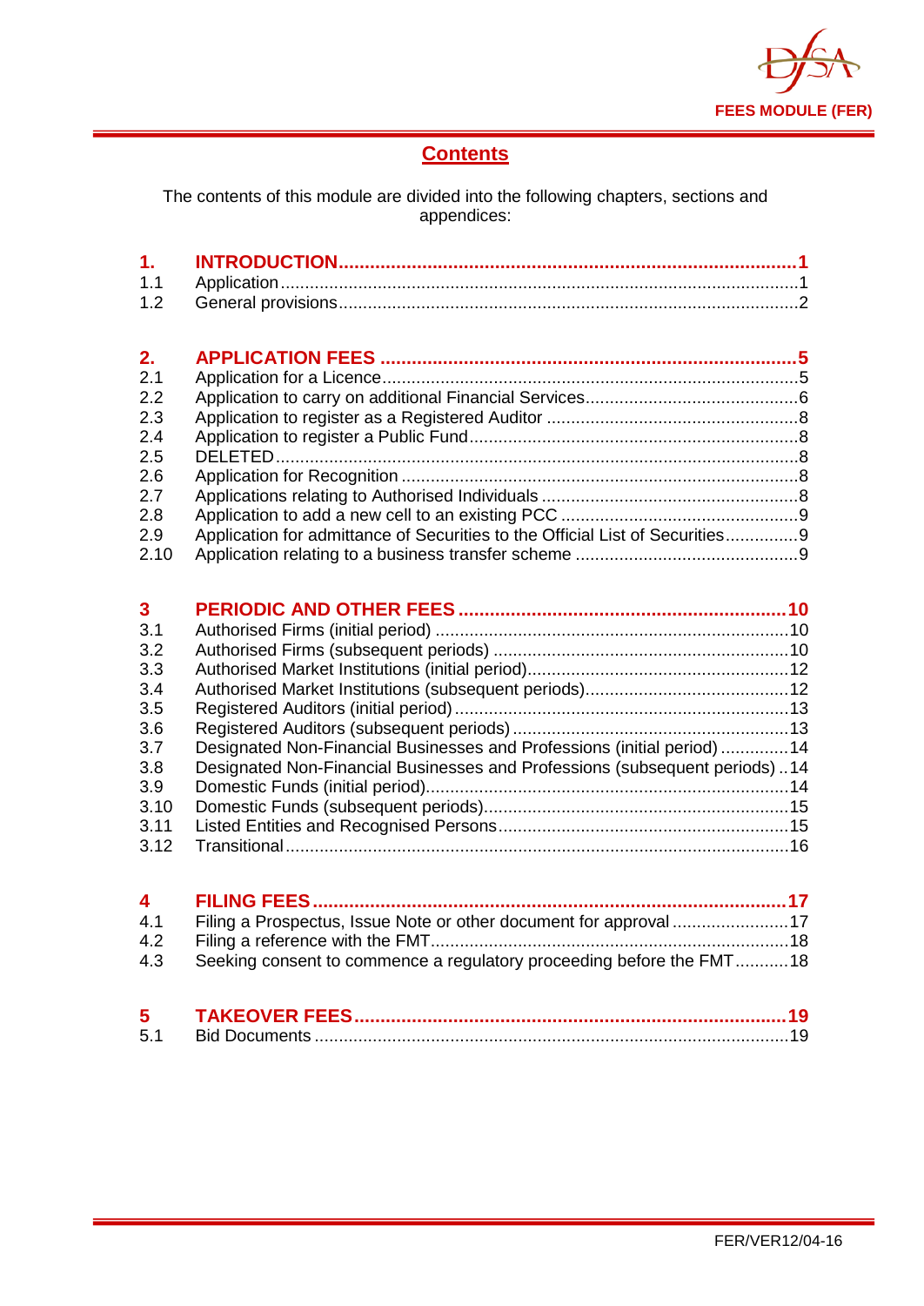## Contents

The contents of this module are divided into the following chapters, sections and appendices:

| | | |
|---|---|---|
| **1.** | **INTRODUCTION** | **1** |
| 1.1 | Application | 1 |
| 1.2 | General provisions | 2 |
| | | |
| **2.** | **APPLICATION FEES** | **5** |
| 2.1 | Application for a Licence | 5 |
| 2.2 | Application to carry on additional Financial Services | 6 |
| 2.3 | Application to register as a Registered Auditor | 8 |
| 2.4 | Application to register a Public Fund | 8 |
| 2.5 | DELETED | 8 |
| 2.6 | Application for Recognition | 8 |
| 2.7 | Applications relating to Authorised Individuals | 8 |
| 2.8 | Application to add a new cell to an existing PCC | 9 |
| 2.9 | Application for admittance of Securities to the Official List of Securities | 9 |
| 2.10 | Application relating to a business transfer scheme | 9 |
| | | |
| **3** | **PERIODIC AND OTHER FEES** | **10** |
| 3.1 | Authorised Firms (initial period) | 10 |
| 3.2 | Authorised Firms (subsequent periods) | 10 |
| 3.3 | Authorised Market Institutions (initial period) | 12 |
| 3.4 | Authorised Market Institutions (subsequent periods) | 12 |
| 3.5 | Registered Auditors (initial period) | 13 |
| 3.6 | Registered Auditors (subsequent periods) | 13 |
| 3.7 | Designated Non-Financial Businesses and Professions (initial period) | 14 |
| 3.8 | Designated Non-Financial Businesses and Professions (subsequent periods) | 14 |
| 3.9 | Domestic Funds (initial period) | 14 |
| 3.10 | Domestic Funds (subsequent periods) | 15 |
| 3.11 | Listed Entities and Recognised Persons | 15 |
| 3.12 | Transitional | 16 |
| | | |
| **4** | **FILING FEES** | **17** |
| 4.1 | Filing a Prospectus, Issue Note or other document for approval | 17 |
| 4.2 | Filing a reference with the FMT | 18 |
| 4.3 | Seeking consent to commence a regulatory proceeding before the FMT | 18 |
| | | |
| **5** | **TAKEOVER FEES** | **19** |
| 5.1 | Bid Documents | 19 |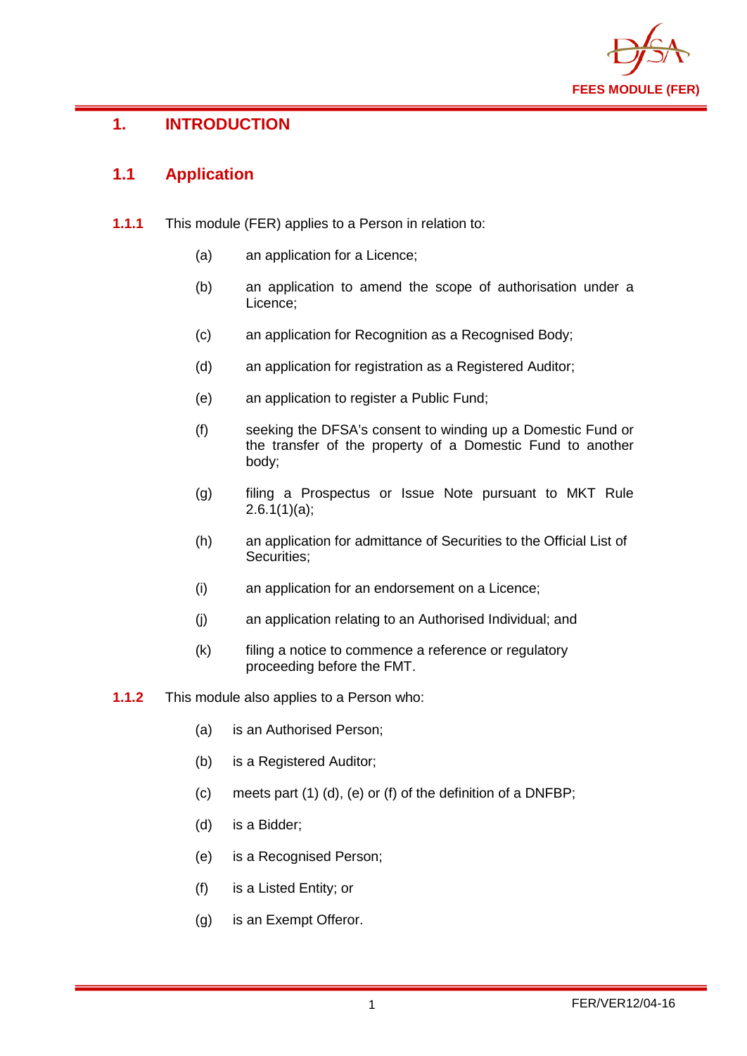# 1. INTRODUCTION

## 1.1 Application

**1.1.1** This module (FER) applies to a Person in relation to:

(a) an application for a Licence;

(b) an application to amend the scope of authorisation under a Licence;

(c) an application for Recognition as a Recognised Body;

(d) an application for registration as a Registered Auditor;

(e) an application to register a Public Fund;

(f) seeking the DFSA's consent to winding up a Domestic Fund or the transfer of the property of a Domestic Fund to another body;

(g) filing a Prospectus or Issue Note pursuant to MKT Rule 2.6.1(1)(a);

(h) an application for admittance of Securities to the Official List of Securities;

(i) an application for an endorsement on a Licence;

(j) an application relating to an Authorised Individual; and

(k) filing a notice to commence a reference or regulatory proceeding before the FMT.

**1.1.2** This module also applies to a Person who:

(a) is an Authorised Person;

(b) is a Registered Auditor;

(c) meets part (1) (d), (e) or (f) of the definition of a DNFBP;

(d) is a Bidder;

(e) is a Recognised Person;

(f) is a Listed Entity; or

(g) is an Exempt Offeror.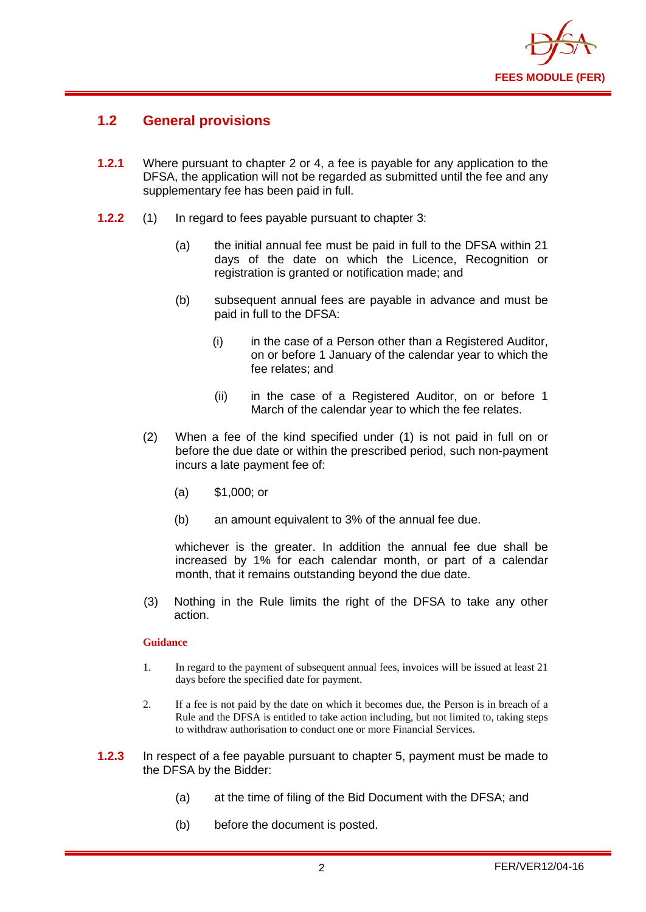## 1.2 General provisions

**1.2.1** Where pursuant to chapter 2 or 4, a fee is payable for any application to the DFSA, the application will not be regarded as submitted until the fee and any supplementary fee has been paid in full.

**1.2.2** (1) In regard to fees payable pursuant to chapter 3:

(a) the initial annual fee must be paid in full to the DFSA within 21 days of the date on which the Licence, Recognition or registration is granted or notification made; and

(b) subsequent annual fees are payable in advance and must be paid in full to the DFSA:

(i) in the case of a Person other than a Registered Auditor, on or before 1 January of the calendar year to which the fee relates; and

(ii) in the case of a Registered Auditor, on or before 1 March of the calendar year to which the fee relates.

(2) When a fee of the kind specified under (1) is not paid in full on or before the due date or within the prescribed period, such non-payment incurs a late payment fee of:

(a) $1,000; or

(b) an amount equivalent to 3% of the annual fee due.

whichever is the greater. In addition the annual fee due shall be increased by 1% for each calendar month, or part of a calendar month, that it remains outstanding beyond the due date.

(3) Nothing in the Rule limits the right of the DFSA to take any other action.

**Guidance**

1. In regard to the payment of subsequent annual fees, invoices will be issued at least 21 days before the specified date for payment.

2. If a fee is not paid by the date on which it becomes due, the Person is in breach of a Rule and the DFSA is entitled to take action including, but not limited to, taking steps to withdraw authorisation to conduct one or more Financial Services.

**1.2.3** In respect of a fee payable pursuant to chapter 5, payment must be made to the DFSA by the Bidder:

(a) at the time of filing of the Bid Document with the DFSA; and

(b) before the document is posted.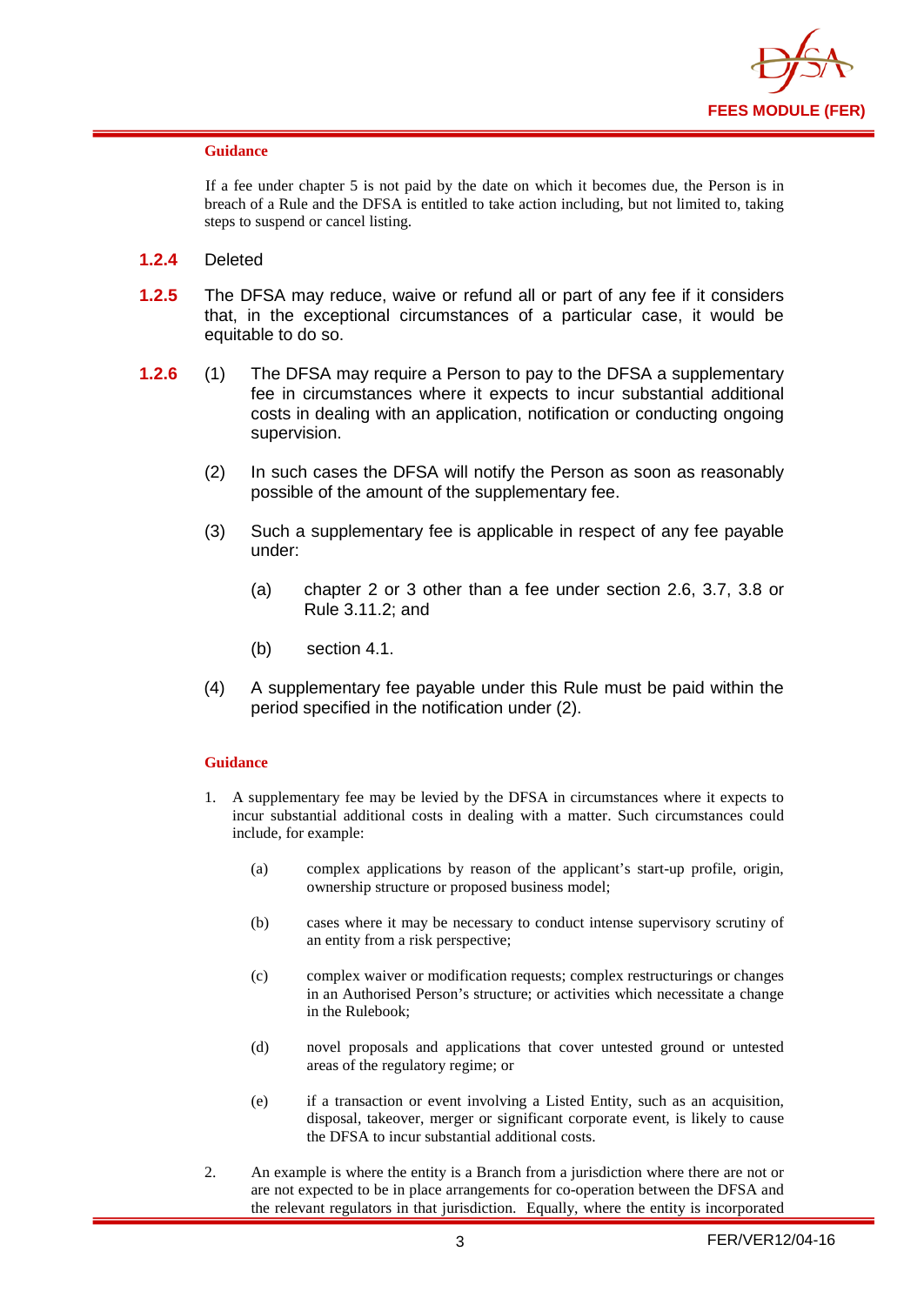#### Guidance

If a fee under chapter 5 is not paid by the date on which it becomes due, the Person is in breach of a Rule and the DFSA is entitled to take action including, but not limited to, taking steps to suspend or cancel listing.

**1.2.4** Deleted

**1.2.5** The DFSA may reduce, waive or refund all or part of any fee if it considers that, in the exceptional circumstances of a particular case, it would be equitable to do so.

**1.2.6** (1) The DFSA may require a Person to pay to the DFSA a supplementary fee in circumstances where it expects to incur substantial additional costs in dealing with an application, notification or conducting ongoing supervision.

(2) In such cases the DFSA will notify the Person as soon as reasonably possible of the amount of the supplementary fee.

(3) Such a supplementary fee is applicable in respect of any fee payable under:

(a) chapter 2 or 3 other than a fee under section 2.6, 3.7, 3.8 or Rule 3.11.2; and

(b) section 4.1.

(4) A supplementary fee payable under this Rule must be paid within the period specified in the notification under (2).

#### Guidance

1. A supplementary fee may be levied by the DFSA in circumstances where it expects to incur substantial additional costs in dealing with a matter. Such circumstances could include, for example:

   (a) complex applications by reason of the applicant's start-up profile, origin, ownership structure or proposed business model;

   (b) cases where it may be necessary to conduct intense supervisory scrutiny of an entity from a risk perspective;

   (c) complex waiver or modification requests; complex restructurings or changes in an Authorised Person's structure; or activities which necessitate a change in the Rulebook;

   (d) novel proposals and applications that cover untested ground or untested areas of the regulatory regime; or

   (e) if a transaction or event involving a Listed Entity, such as an acquisition, disposal, takeover, merger or significant corporate event, is likely to cause the DFSA to incur substantial additional costs.

2. An example is where the entity is a Branch from a jurisdiction where there are not or are not expected to be in place arrangements for co-operation between the DFSA and the relevant regulators in that jurisdiction. Equally, where the entity is incorporated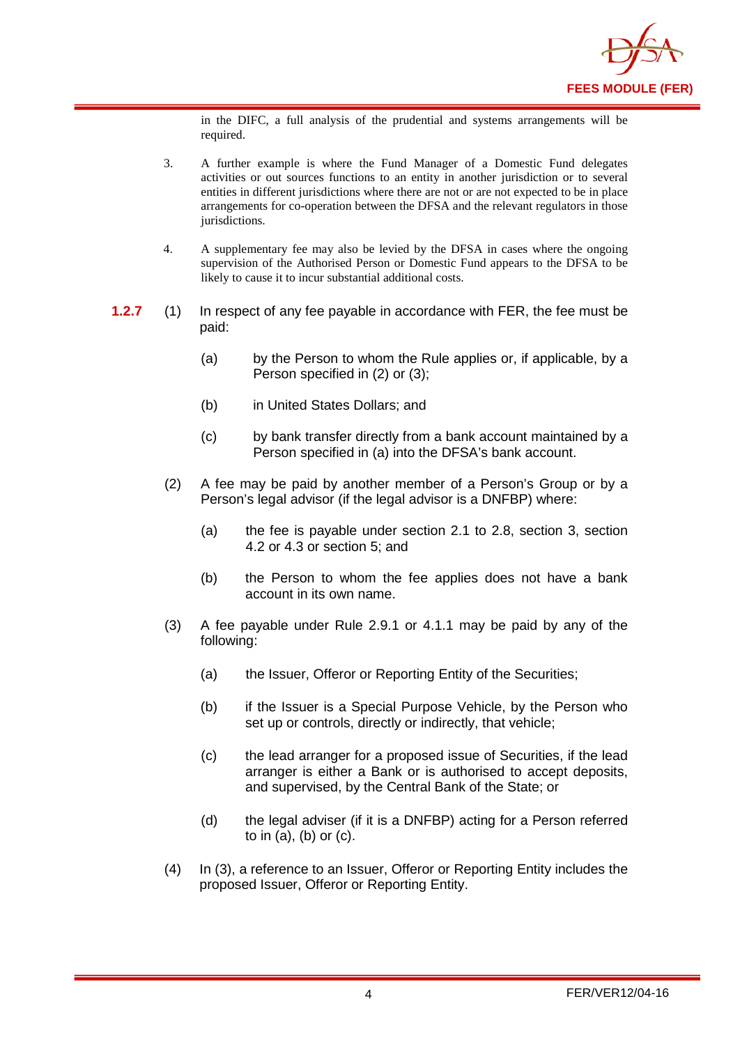in the DIFC, a full analysis of the prudential and systems arrangements will be required.

3. A further example is where the Fund Manager of a Domestic Fund delegates activities or out sources functions to an entity in another jurisdiction or to several entities in different jurisdictions where there are not or are not expected to be in place arrangements for co-operation between the DFSA and the relevant regulators in those jurisdictions.

4. A supplementary fee may also be levied by the DFSA in cases where the ongoing supervision of the Authorised Person or Domestic Fund appears to the DFSA to be likely to cause it to incur substantial additional costs.

**1.2.7** (1) In respect of any fee payable in accordance with FER, the fee must be paid:

(a) by the Person to whom the Rule applies or, if applicable, by a Person specified in (2) or (3);

(b) in United States Dollars; and

(c) by bank transfer directly from a bank account maintained by a Person specified in (a) into the DFSA's bank account.

(2) A fee may be paid by another member of a Person's Group or by a Person's legal advisor (if the legal advisor is a DNFBP) where:

(a) the fee is payable under section 2.1 to 2.8, section 3, section 4.2 or 4.3 or section 5; and

(b) the Person to whom the fee applies does not have a bank account in its own name.

(3) A fee payable under Rule 2.9.1 or 4.1.1 may be paid by any of the following:

(a) the Issuer, Offeror or Reporting Entity of the Securities;

(b) if the Issuer is a Special Purpose Vehicle, by the Person who set up or controls, directly or indirectly, that vehicle;

(c) the lead arranger for a proposed issue of Securities, if the lead arranger is either a Bank or is authorised to accept deposits, and supervised, by the Central Bank of the State; or

(d) the legal adviser (if it is a DNFBP) acting for a Person referred to in (a), (b) or (c).

(4) In (3), a reference to an Issuer, Offeror or Reporting Entity includes the proposed Issuer, Offeror or Reporting Entity.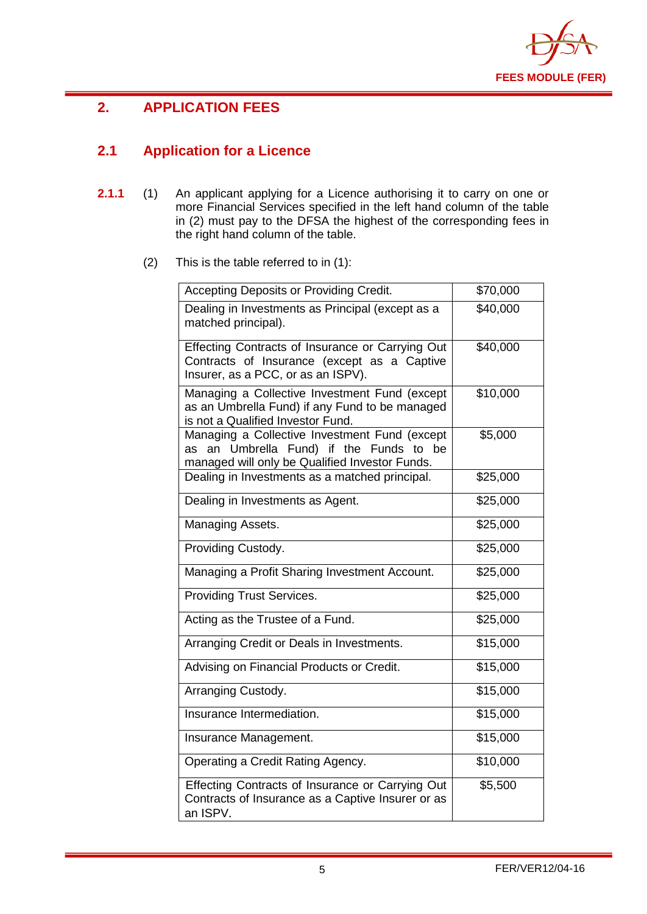## 2. APPLICATION FEES

### 2.1 Application for a Licence

**2.1.1** (1) An applicant applying for a Licence authorising it to carry on one or more Financial Services specified in the left hand column of the table in (2) must pay to the DFSA the highest of the corresponding fees in the right hand column of the table.

(2) This is the table referred to in (1):

| | |
|---|---|
| Accepting Deposits or Providing Credit. | $70,000 |
| Dealing in Investments as Principal (except as a matched principal). | $40,000 |
| Effecting Contracts of Insurance or Carrying Out Contracts of Insurance (except as a Captive Insurer, as a PCC, or as an ISPV). | $40,000 |
| Managing a Collective Investment Fund (except as an Umbrella Fund) if any Fund to be managed is not a Qualified Investor Fund. | $10,000 |
| Managing a Collective Investment Fund (except as an Umbrella Fund) if the Funds to be managed will only be Qualified Investor Funds. | $5,000 |
| Dealing in Investments as a matched principal. | $25,000 |
| Dealing in Investments as Agent. | $25,000 |
| Managing Assets. | $25,000 |
| Providing Custody. | $25,000 |
| Managing a Profit Sharing Investment Account. | $25,000 |
| Providing Trust Services. | $25,000 |
| Acting as the Trustee of a Fund. | $25,000 |
| Arranging Credit or Deals in Investments. | $15,000 |
| Advising on Financial Products or Credit. | $15,000 |
| Arranging Custody. | $15,000 |
| Insurance Intermediation. | $15,000 |
| Insurance Management. | $15,000 |
| Operating a Credit Rating Agency. | $10,000 |
| Effecting Contracts of Insurance or Carrying Out Contracts of Insurance as a Captive Insurer or as an ISPV. | $5,500 |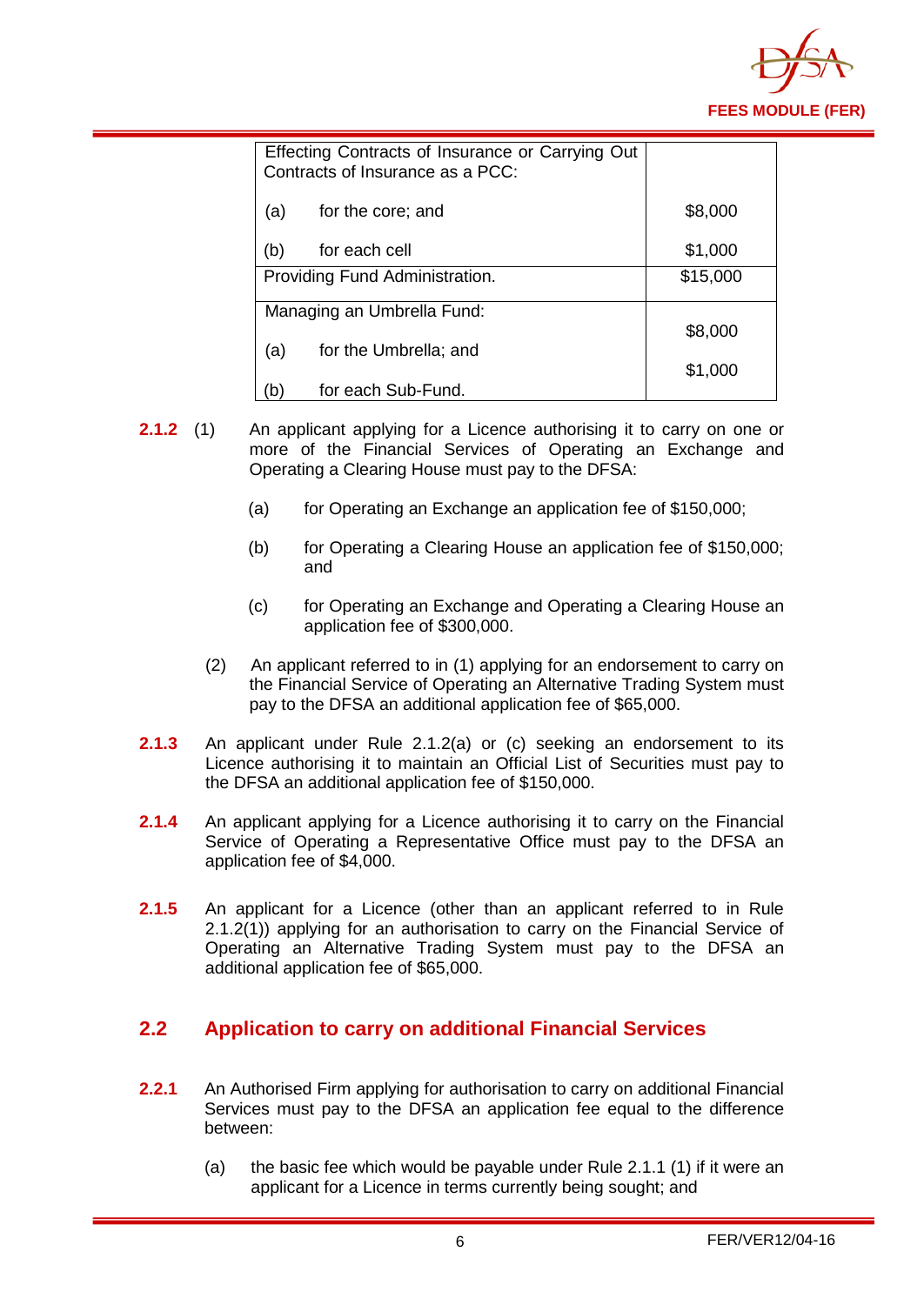| | |
|---|---|
| Effecting Contracts of Insurance or Carrying Out Contracts of Insurance as a PCC:<br><br>(a) for the core; and<br><br>(b) for each cell | <br><br>$8,000<br><br>$1,000 |
| Providing Fund Administration. | $15,000 |
| Managing an Umbrella Fund:<br><br>(a) for the Umbrella; and<br><br>(b) for each Sub-Fund. | <br>$8,000<br><br>$1,000 |

**2.1.2** (1) An applicant applying for a Licence authorising it to carry on one or more of the Financial Services of Operating an Exchange and Operating a Clearing House must pay to the DFSA:

(a) for Operating an Exchange an application fee of $150,000;

(b) for Operating a Clearing House an application fee of $150,000; and

(c) for Operating an Exchange and Operating a Clearing House an application fee of $300,000.

(2) An applicant referred to in (1) applying for an endorsement to carry on the Financial Service of Operating an Alternative Trading System must pay to the DFSA an additional application fee of $65,000.

**2.1.3** An applicant under Rule 2.1.2(a) or (c) seeking an endorsement to its Licence authorising it to maintain an Official List of Securities must pay to the DFSA an additional application fee of $150,000.

**2.1.4** An applicant applying for a Licence authorising it to carry on the Financial Service of Operating a Representative Office must pay to the DFSA an application fee of $4,000.

**2.1.5** An applicant for a Licence (other than an applicant referred to in Rule 2.1.2(1)) applying for an authorisation to carry on the Financial Service of Operating an Alternative Trading System must pay to the DFSA an additional application fee of $65,000.

## 2.2 Application to carry on additional Financial Services

**2.2.1** An Authorised Firm applying for authorisation to carry on additional Financial Services must pay to the DFSA an application fee equal to the difference between:

(a) the basic fee which would be payable under Rule 2.1.1 (1) if it were an applicant for a Licence in terms currently being sought; and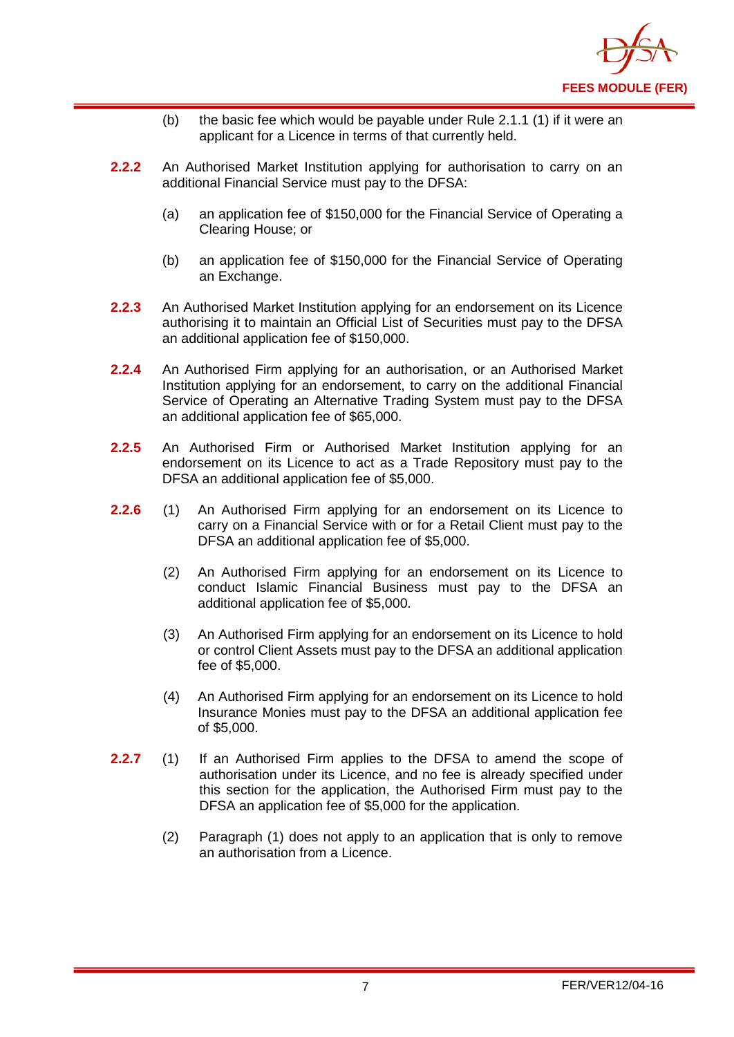(b) the basic fee which would be payable under Rule 2.1.1 (1) if it were an applicant for a Licence in terms of that currently held.

**2.2.2** An Authorised Market Institution applying for authorisation to carry on an additional Financial Service must pay to the DFSA:

(a) an application fee of $150,000 for the Financial Service of Operating a Clearing House; or

(b) an application fee of $150,000 for the Financial Service of Operating an Exchange.

**2.2.3** An Authorised Market Institution applying for an endorsement on its Licence authorising it to maintain an Official List of Securities must pay to the DFSA an additional application fee of $150,000.

**2.2.4** An Authorised Firm applying for an authorisation, or an Authorised Market Institution applying for an endorsement, to carry on the additional Financial Service of Operating an Alternative Trading System must pay to the DFSA an additional application fee of $65,000.

**2.2.5** An Authorised Firm or Authorised Market Institution applying for an endorsement on its Licence to act as a Trade Repository must pay to the DFSA an additional application fee of $5,000.

**2.2.6** (1) An Authorised Firm applying for an endorsement on its Licence to carry on a Financial Service with or for a Retail Client must pay to the DFSA an additional application fee of $5,000.

(2) An Authorised Firm applying for an endorsement on its Licence to conduct Islamic Financial Business must pay to the DFSA an additional application fee of $5,000.

(3) An Authorised Firm applying for an endorsement on its Licence to hold or control Client Assets must pay to the DFSA an additional application fee of $5,000.

(4) An Authorised Firm applying for an endorsement on its Licence to hold Insurance Monies must pay to the DFSA an additional application fee of $5,000.

**2.2.7** (1) If an Authorised Firm applies to the DFSA to amend the scope of authorisation under its Licence, and no fee is already specified under this section for the application, the Authorised Firm must pay to the DFSA an application fee of $5,000 for the application.

(2) Paragraph (1) does not apply to an application that is only to remove an authorisation from a Licence.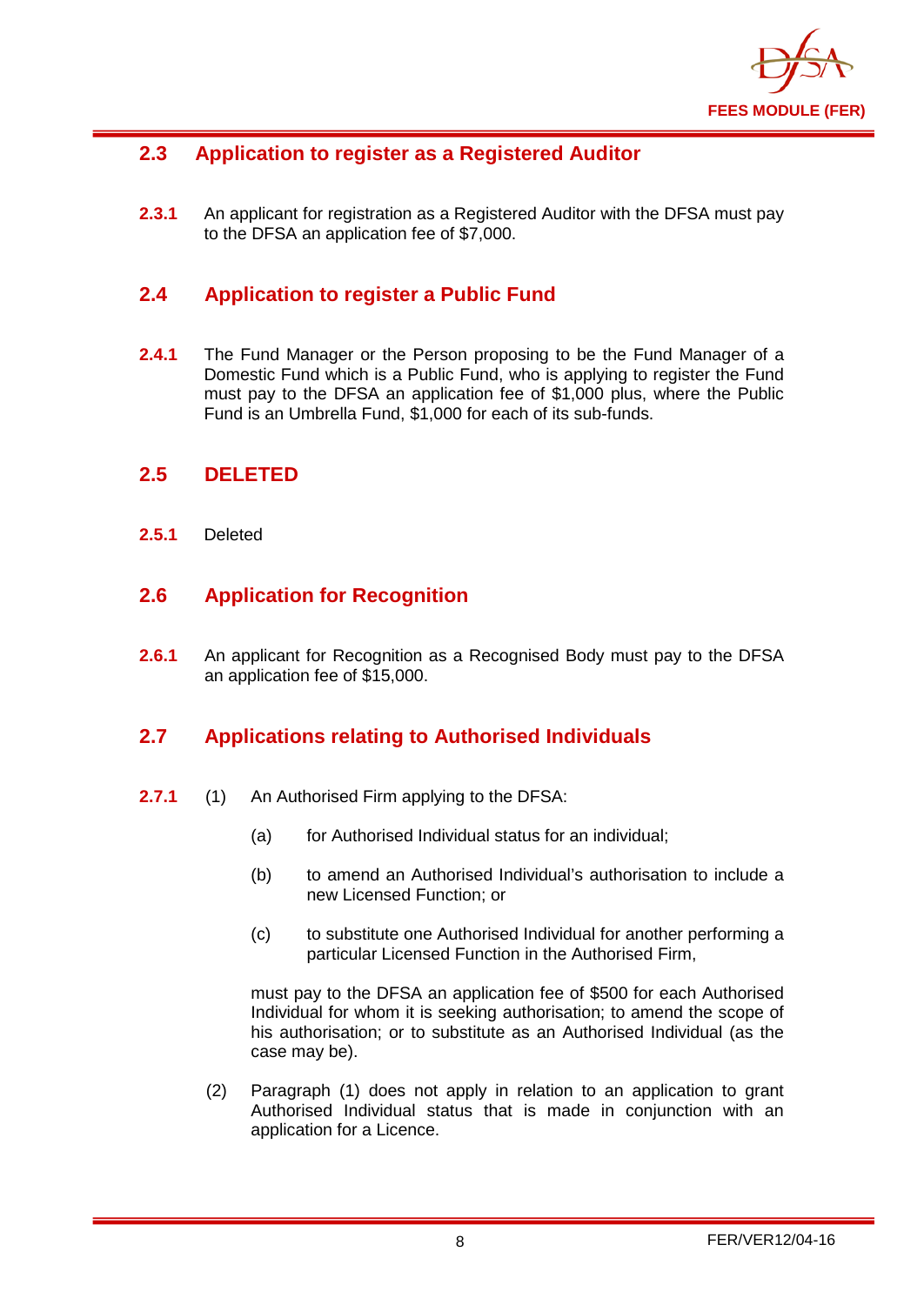## 2.3 Application to register as a Registered Auditor

**2.3.1** An applicant for registration as a Registered Auditor with the DFSA must pay to the DFSA an application fee of $7,000.

## 2.4 Application to register a Public Fund

**2.4.1** The Fund Manager or the Person proposing to be the Fund Manager of a Domestic Fund which is a Public Fund, who is applying to register the Fund must pay to the DFSA an application fee of $1,000 plus, where the Public Fund is an Umbrella Fund, $1,000 for each of its sub-funds.

## 2.5 DELETED

**2.5.1** Deleted

## 2.6 Application for Recognition

**2.6.1** An applicant for Recognition as a Recognised Body must pay to the DFSA an application fee of $15,000.

## 2.7 Applications relating to Authorised Individuals

**2.7.1** (1) An Authorised Firm applying to the DFSA:

(a) for Authorised Individual status for an individual;

(b) to amend an Authorised Individual's authorisation to include a new Licensed Function; or

(c) to substitute one Authorised Individual for another performing a particular Licensed Function in the Authorised Firm,

must pay to the DFSA an application fee of $500 for each Authorised Individual for whom it is seeking authorisation; to amend the scope of his authorisation; or to substitute as an Authorised Individual (as the case may be).

(2) Paragraph (1) does not apply in relation to an application to grant Authorised Individual status that is made in conjunction with an application for a Licence.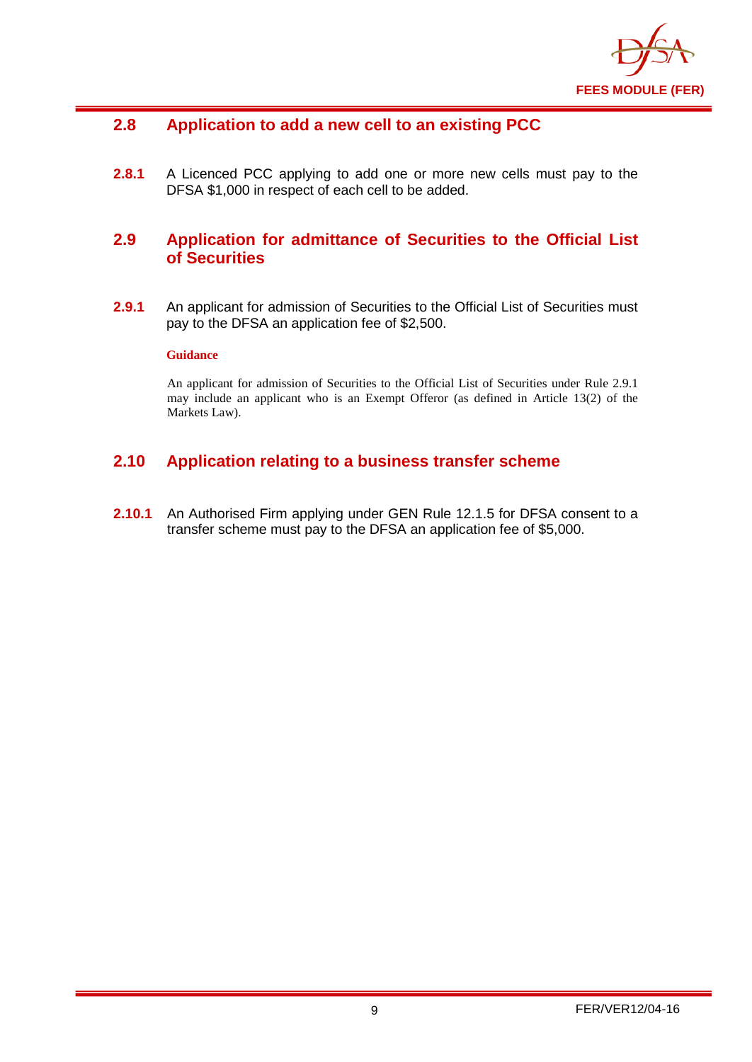## 2.8 Application to add a new cell to an existing PCC

**2.8.1** A Licenced PCC applying to add one or more new cells must pay to the DFSA $1,000 in respect of each cell to be added.

## 2.9 Application for admittance of Securities to the Official List of Securities

**2.9.1** An applicant for admission of Securities to the Official List of Securities must pay to the DFSA an application fee of $2,500.

**Guidance**

An applicant for admission of Securities to the Official List of Securities under Rule 2.9.1 may include an applicant who is an Exempt Offeror (as defined in Article 13(2) of the Markets Law).

## 2.10 Application relating to a business transfer scheme

**2.10.1** An Authorised Firm applying under GEN Rule 12.1.5 for DFSA consent to a transfer scheme must pay to the DFSA an application fee of $5,000.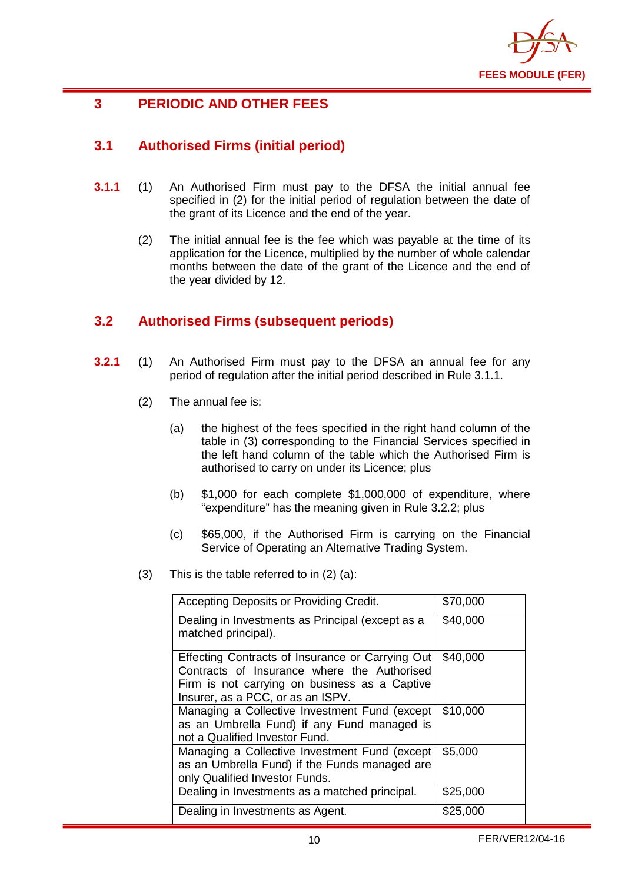# 3 PERIODIC AND OTHER FEES

## 3.1 Authorised Firms (initial period)

**3.1.1** (1) An Authorised Firm must pay to the DFSA the initial annual fee specified in (2) for the initial period of regulation between the date of the grant of its Licence and the end of the year.

(2) The initial annual fee is the fee which was payable at the time of its application for the Licence, multiplied by the number of whole calendar months between the date of the grant of the Licence and the end of the year divided by 12.

## 3.2 Authorised Firms (subsequent periods)

**3.2.1** (1) An Authorised Firm must pay to the DFSA an annual fee for any period of regulation after the initial period described in Rule 3.1.1.

(2) The annual fee is:

(a) the highest of the fees specified in the right hand column of the table in (3) corresponding to the Financial Services specified in the left hand column of the table which the Authorised Firm is authorised to carry on under its Licence; plus

(b) $1,000 for each complete $1,000,000 of expenditure, where "expenditure" has the meaning given in Rule 3.2.2; plus

(c) $65,000, if the Authorised Firm is carrying on the Financial Service of Operating an Alternative Trading System.

(3) This is the table referred to in (2) (a):

| | |
|---|---|
| Accepting Deposits or Providing Credit. | $70,000 |
| Dealing in Investments as Principal (except as a matched principal). | $40,000 |
| Effecting Contracts of Insurance or Carrying Out Contracts of Insurance where the Authorised Firm is not carrying on business as a Captive Insurer, as a PCC, or as an ISPV. | $40,000 |
| Managing a Collective Investment Fund (except as an Umbrella Fund) if any Fund managed is not a Qualified Investor Fund. | $10,000 |
| Managing a Collective Investment Fund (except as an Umbrella Fund) if the Funds managed are only Qualified Investor Funds. | $5,000 |
| Dealing in Investments as a matched principal. | $25,000 |
| Dealing in Investments as Agent. | $25,000 |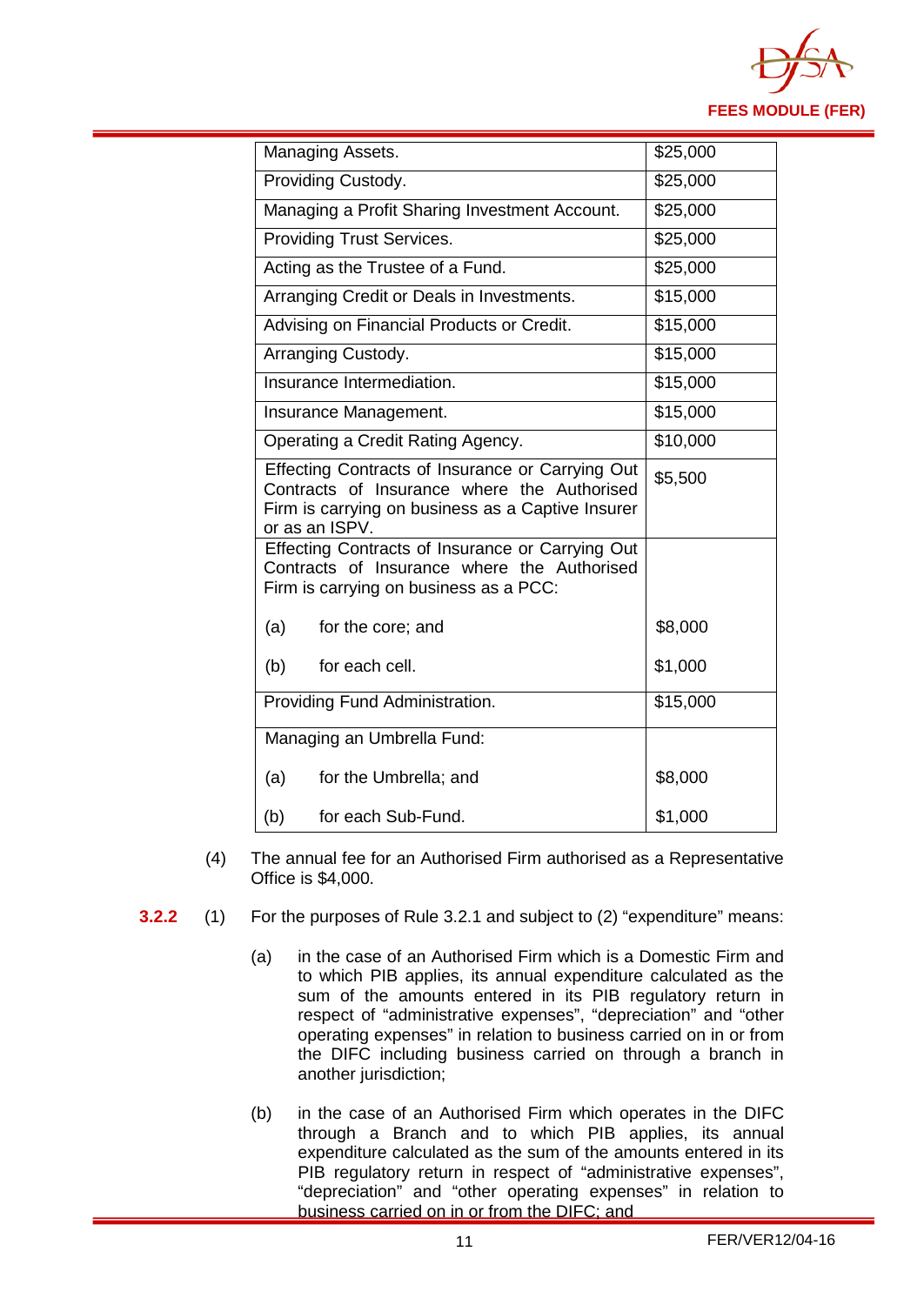| | |
|---|---|
| Managing Assets. | $25,000 |
| Providing Custody. | $25,000 |
| Managing a Profit Sharing Investment Account. | $25,000 |
| Providing Trust Services. | $25,000 |
| Acting as the Trustee of a Fund. | $25,000 |
| Arranging Credit or Deals in Investments. | $15,000 |
| Advising on Financial Products or Credit. | $15,000 |
| Arranging Custody. | $15,000 |
| Insurance Intermediation. | $15,000 |
| Insurance Management. | $15,000 |
| Operating a Credit Rating Agency. | $10,000 |
| Effecting Contracts of Insurance or Carrying Out Contracts of Insurance where the Authorised Firm is carrying on business as a Captive Insurer or as an ISPV. | $5,500 |
| Effecting Contracts of Insurance or Carrying Out Contracts of Insurance where the Authorised Firm is carrying on business as a PCC: | |
| (a) for the core; and | $8,000 |
| (b) for each cell. | $1,000 |
| Providing Fund Administration. | $15,000 |
| Managing an Umbrella Fund: | |
| (a) for the Umbrella; and | $8,000 |
| (b) for each Sub-Fund. | $1,000 |

(4) The annual fee for an Authorised Firm authorised as a Representative Office is $4,000.

**3.2.2** (1) For the purposes of Rule 3.2.1 and subject to (2) "expenditure" means:

(a) in the case of an Authorised Firm which is a Domestic Firm and to which PIB applies, its annual expenditure calculated as the sum of the amounts entered in its PIB regulatory return in respect of "administrative expenses", "depreciation" and "other operating expenses" in relation to business carried on in or from the DIFC including business carried on through a branch in another jurisdiction;

(b) in the case of an Authorised Firm which operates in the DIFC through a Branch and to which PIB applies, its annual expenditure calculated as the sum of the amounts entered in its PIB regulatory return in respect of "administrative expenses", "depreciation" and "other operating expenses" in relation to business carried on in or from the DIFC; and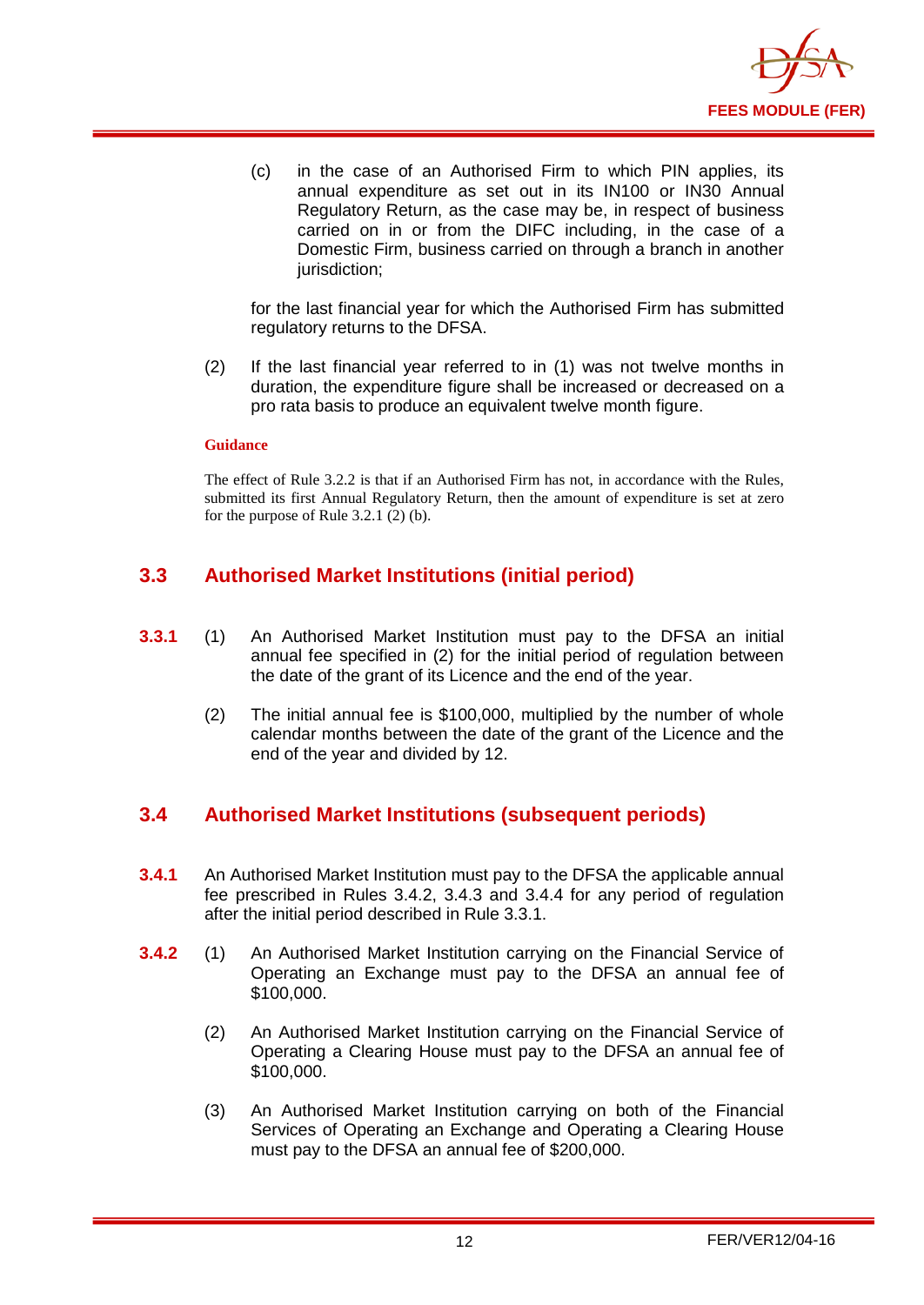(c) in the case of an Authorised Firm to which PIN applies, its annual expenditure as set out in its IN100 or IN30 Annual Regulatory Return, as the case may be, in respect of business carried on in or from the DIFC including, in the case of a Domestic Firm, business carried on through a branch in another jurisdiction;

for the last financial year for which the Authorised Firm has submitted regulatory returns to the DFSA.

(2) If the last financial year referred to in (1) was not twelve months in duration, the expenditure figure shall be increased or decreased on a pro rata basis to produce an equivalent twelve month figure.

**Guidance**

The effect of Rule 3.2.2 is that if an Authorised Firm has not, in accordance with the Rules, submitted its first Annual Regulatory Return, then the amount of expenditure is set at zero for the purpose of Rule 3.2.1 (2) (b).

## 3.3 Authorised Market Institutions (initial period)

**3.3.1** (1) An Authorised Market Institution must pay to the DFSA an initial annual fee specified in (2) for the initial period of regulation between the date of the grant of its Licence and the end of the year.

(2) The initial annual fee is $100,000, multiplied by the number of whole calendar months between the date of the grant of the Licence and the end of the year and divided by 12.

## 3.4 Authorised Market Institutions (subsequent periods)

**3.4.1** An Authorised Market Institution must pay to the DFSA the applicable annual fee prescribed in Rules 3.4.2, 3.4.3 and 3.4.4 for any period of regulation after the initial period described in Rule 3.3.1.

**3.4.2** (1) An Authorised Market Institution carrying on the Financial Service of Operating an Exchange must pay to the DFSA an annual fee of $100,000.

(2) An Authorised Market Institution carrying on the Financial Service of Operating a Clearing House must pay to the DFSA an annual fee of $100,000.

(3) An Authorised Market Institution carrying on both of the Financial Services of Operating an Exchange and Operating a Clearing House must pay to the DFSA an annual fee of $200,000.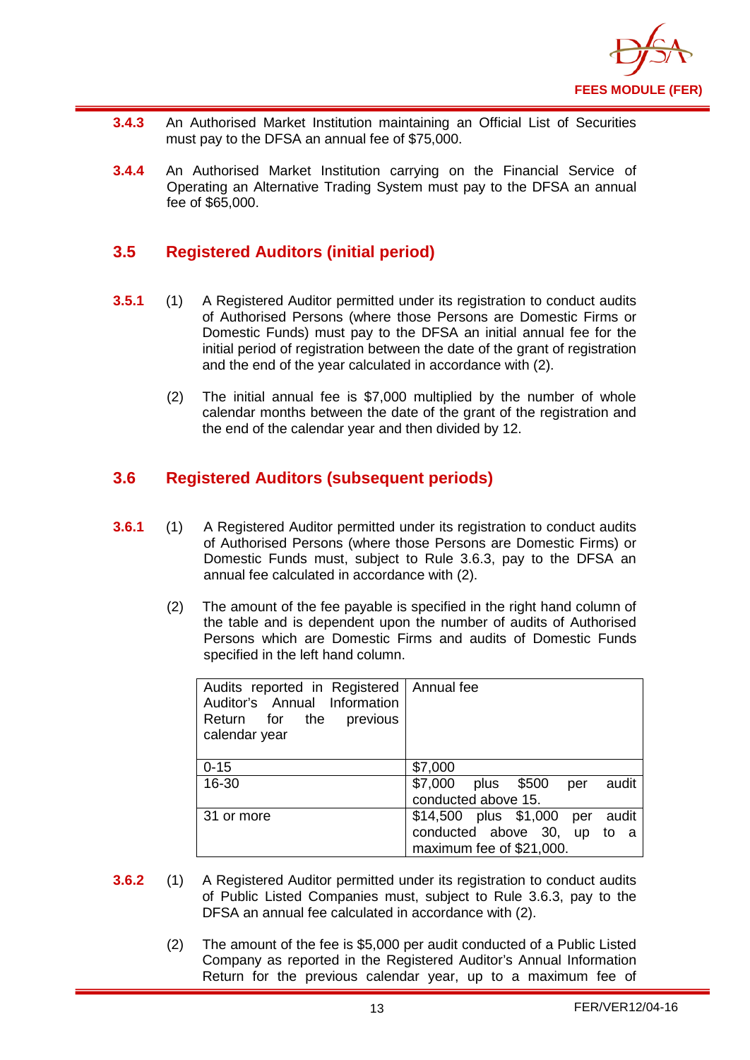**3.4.3** An Authorised Market Institution maintaining an Official List of Securities must pay to the DFSA an annual fee of $75,000.

**3.4.4** An Authorised Market Institution carrying on the Financial Service of Operating an Alternative Trading System must pay to the DFSA an annual fee of $65,000.

## 3.5 Registered Auditors (initial period)

**3.5.1** (1) A Registered Auditor permitted under its registration to conduct audits of Authorised Persons (where those Persons are Domestic Firms or Domestic Funds) must pay to the DFSA an initial annual fee for the initial period of registration between the date of the grant of registration and the end of the year calculated in accordance with (2).

(2) The initial annual fee is $7,000 multiplied by the number of whole calendar months between the date of the grant of the registration and the end of the calendar year and then divided by 12.

## 3.6 Registered Auditors (subsequent periods)

**3.6.1** (1) A Registered Auditor permitted under its registration to conduct audits of Authorised Persons (where those Persons are Domestic Firms) or Domestic Funds must, subject to Rule 3.6.3, pay to the DFSA an annual fee calculated in accordance with (2).

(2) The amount of the fee payable is specified in the right hand column of the table and is dependent upon the number of audits of Authorised Persons which are Domestic Firms and audits of Domestic Funds specified in the left hand column.

| Audits reported in Registered Auditor's Annual Information Return for the previous calendar year | Annual fee |
|---|---|
| 0-15 | $7,000 |
| 16-30 | $7,000 plus $500 per audit conducted above 15. |
| 31 or more | $14,500 plus $1,000 per audit conducted above 30, up to a maximum fee of $21,000. |

**3.6.2** (1) A Registered Auditor permitted under its registration to conduct audits of Public Listed Companies must, subject to Rule 3.6.3, pay to the DFSA an annual fee calculated in accordance with (2).

(2) The amount of the fee is $5,000 per audit conducted of a Public Listed Company as reported in the Registered Auditor's Annual Information Return for the previous calendar year, up to a maximum fee of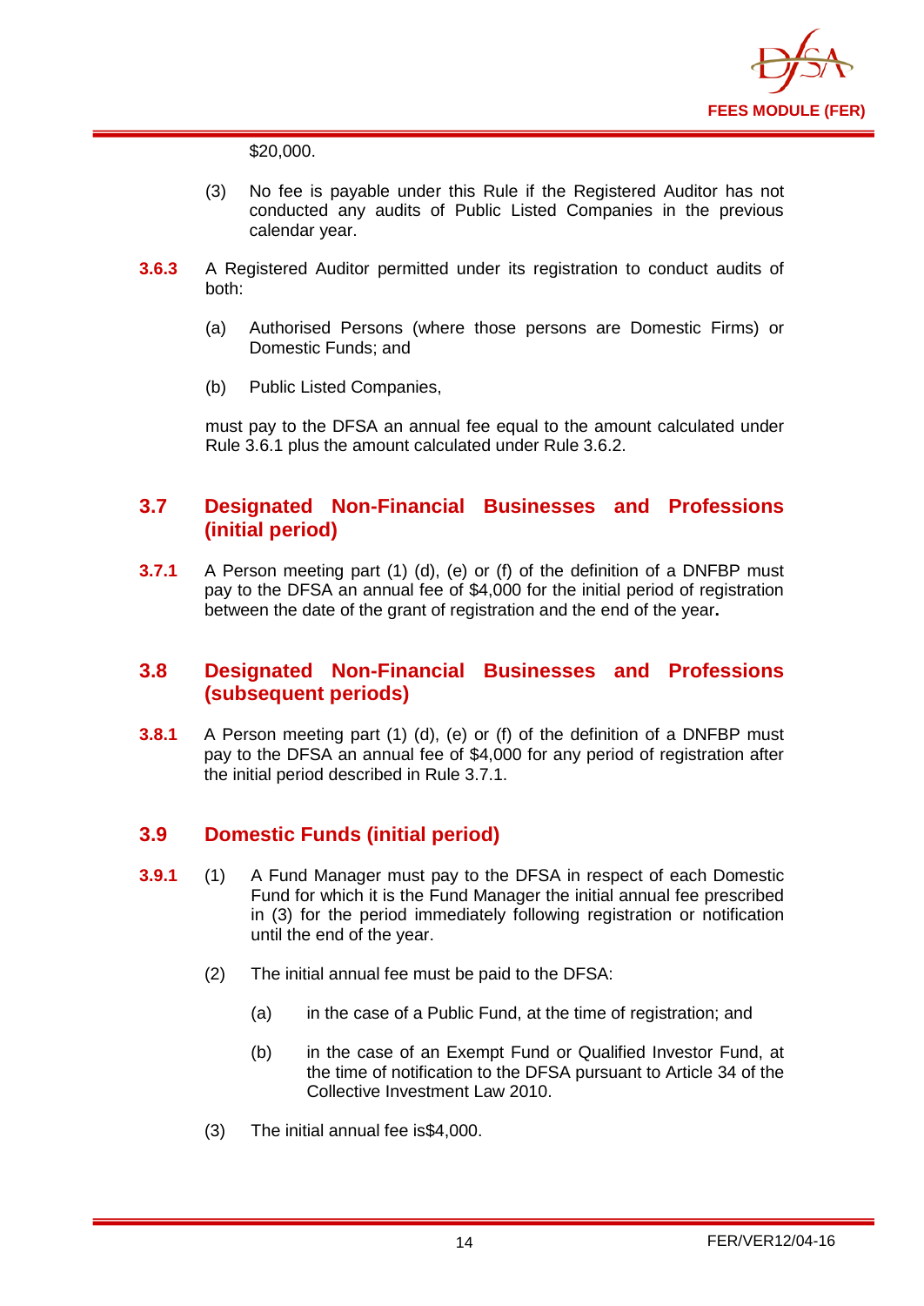$20,000.

(3) No fee is payable under this Rule if the Registered Auditor has not conducted any audits of Public Listed Companies in the previous calendar year.

**3.6.3** A Registered Auditor permitted under its registration to conduct audits of both:

(a) Authorised Persons (where those persons are Domestic Firms) or Domestic Funds; and

(b) Public Listed Companies,

must pay to the DFSA an annual fee equal to the amount calculated under Rule 3.6.1 plus the amount calculated under Rule 3.6.2.

## 3.7 Designated Non-Financial Businesses and Professions (initial period)

**3.7.1** A Person meeting part (1) (d), (e) or (f) of the definition of a DNFBP must pay to the DFSA an annual fee of $4,000 for the initial period of registration between the date of the grant of registration and the end of the year**.**

## 3.8 Designated Non-Financial Businesses and Professions (subsequent periods)

**3.8.1** A Person meeting part (1) (d), (e) or (f) of the definition of a DNFBP must pay to the DFSA an annual fee of $4,000 for any period of registration after the initial period described in Rule 3.7.1.

## 3.9 Domestic Funds (initial period)

**3.9.1** (1) A Fund Manager must pay to the DFSA in respect of each Domestic Fund for which it is the Fund Manager the initial annual fee prescribed in (3) for the period immediately following registration or notification until the end of the year.

(2) The initial annual fee must be paid to the DFSA:

(a) in the case of a Public Fund, at the time of registration; and

(b) in the case of an Exempt Fund or Qualified Investor Fund, at the time of notification to the DFSA pursuant to Article 34 of the Collective Investment Law 2010.

(3) The initial annual fee is$4,000.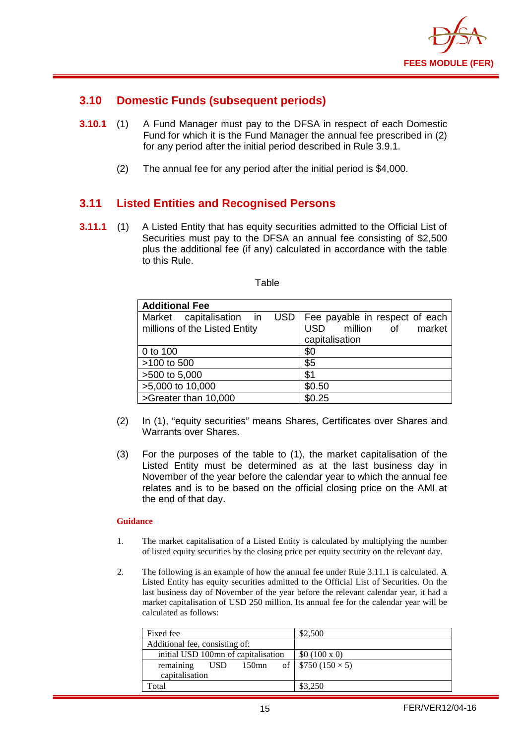## 3.10 Domestic Funds (subsequent periods)

**3.10.1** (1) A Fund Manager must pay to the DFSA in respect of each Domestic Fund for which it is the Fund Manager the annual fee prescribed in (2) for any period after the initial period described in Rule 3.9.1.

(2) The annual fee for any period after the initial period is $4,000.

## 3.11 Listed Entities and Recognised Persons

**3.11.1** (1) A Listed Entity that has equity securities admitted to the Official List of Securities must pay to the DFSA an annual fee consisting of $2,500 plus the additional fee (if any) calculated in accordance with the table to this Rule.

Table

| **Additional Fee** | |
|---|---|
| Market capitalisation in USD millions of the Listed Entity | Fee payable in respect of each USD million of market capitalisation |
| 0 to 100 | $0 |
| >100 to 500 | $5 |
| >500 to 5,000 | $1 |
| >5,000 to 10,000 | $0.50 |
| >Greater than 10,000 | $0.25 |

(2) In (1), "equity securities" means Shares, Certificates over Shares and Warrants over Shares.

(3) For the purposes of the table to (1), the market capitalisation of the Listed Entity must be determined as at the last business day in November of the year before the calendar year to which the annual fee relates and is to be based on the official closing price on the AMI at the end of that day.

**Guidance**

1. The market capitalisation of a Listed Entity is calculated by multiplying the number of listed equity securities by the closing price per equity security on the relevant day.

2. The following is an example of how the annual fee under Rule 3.11.1 is calculated. A Listed Entity has equity securities admitted to the Official List of Securities. On the last business day of November of the year before the relevant calendar year, it had a market capitalisation of USD 250 million. Its annual fee for the calendar year will be calculated as follows:

| Fixed fee | $2,500 |
|---|---|
| Additional fee, consisting of: | |
| initial USD 100mn of capitalisation | $0 (100 x 0) |
| remaining USD 150mn of capitalisation | $750 (150 × 5) |
| Total | $3,250 |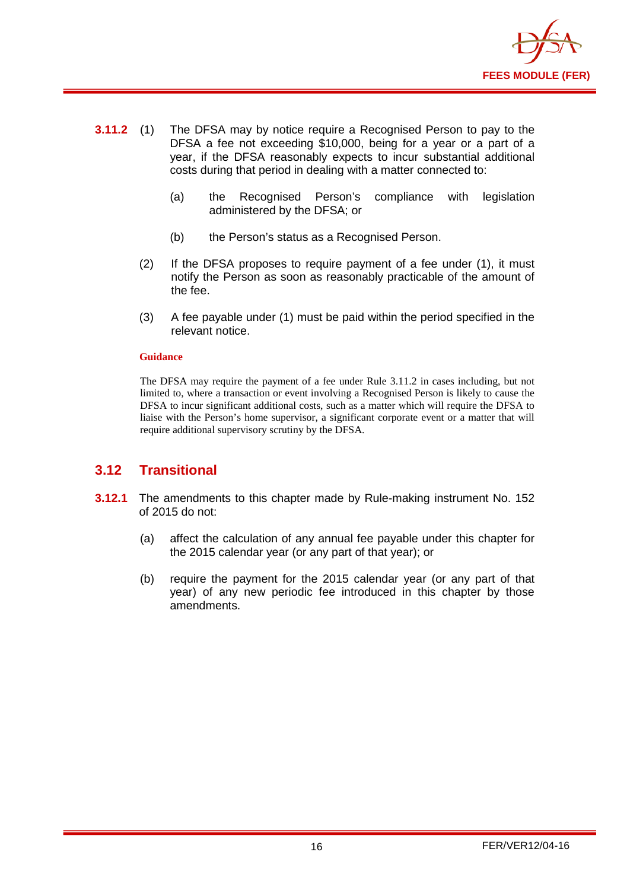**3.11.2** (1) The DFSA may by notice require a Recognised Person to pay to the DFSA a fee not exceeding $10,000, being for a year or a part of a year, if the DFSA reasonably expects to incur substantial additional costs during that period in dealing with a matter connected to:

(a) the Recognised Person's compliance with legislation administered by the DFSA; or

(b) the Person's status as a Recognised Person.

(2) If the DFSA proposes to require payment of a fee under (1), it must notify the Person as soon as reasonably practicable of the amount of the fee.

(3) A fee payable under (1) must be paid within the period specified in the relevant notice.

**Guidance**

The DFSA may require the payment of a fee under Rule 3.11.2 in cases including, but not limited to, where a transaction or event involving a Recognised Person is likely to cause the DFSA to incur significant additional costs, such as a matter which will require the DFSA to liaise with the Person's home supervisor, a significant corporate event or a matter that will require additional supervisory scrutiny by the DFSA.

## 3.12 Transitional

**3.12.1** The amendments to this chapter made by Rule-making instrument No. 152 of 2015 do not:

(a) affect the calculation of any annual fee payable under this chapter for the 2015 calendar year (or any part of that year); or

(b) require the payment for the 2015 calendar year (or any part of that year) of any new periodic fee introduced in this chapter by those amendments.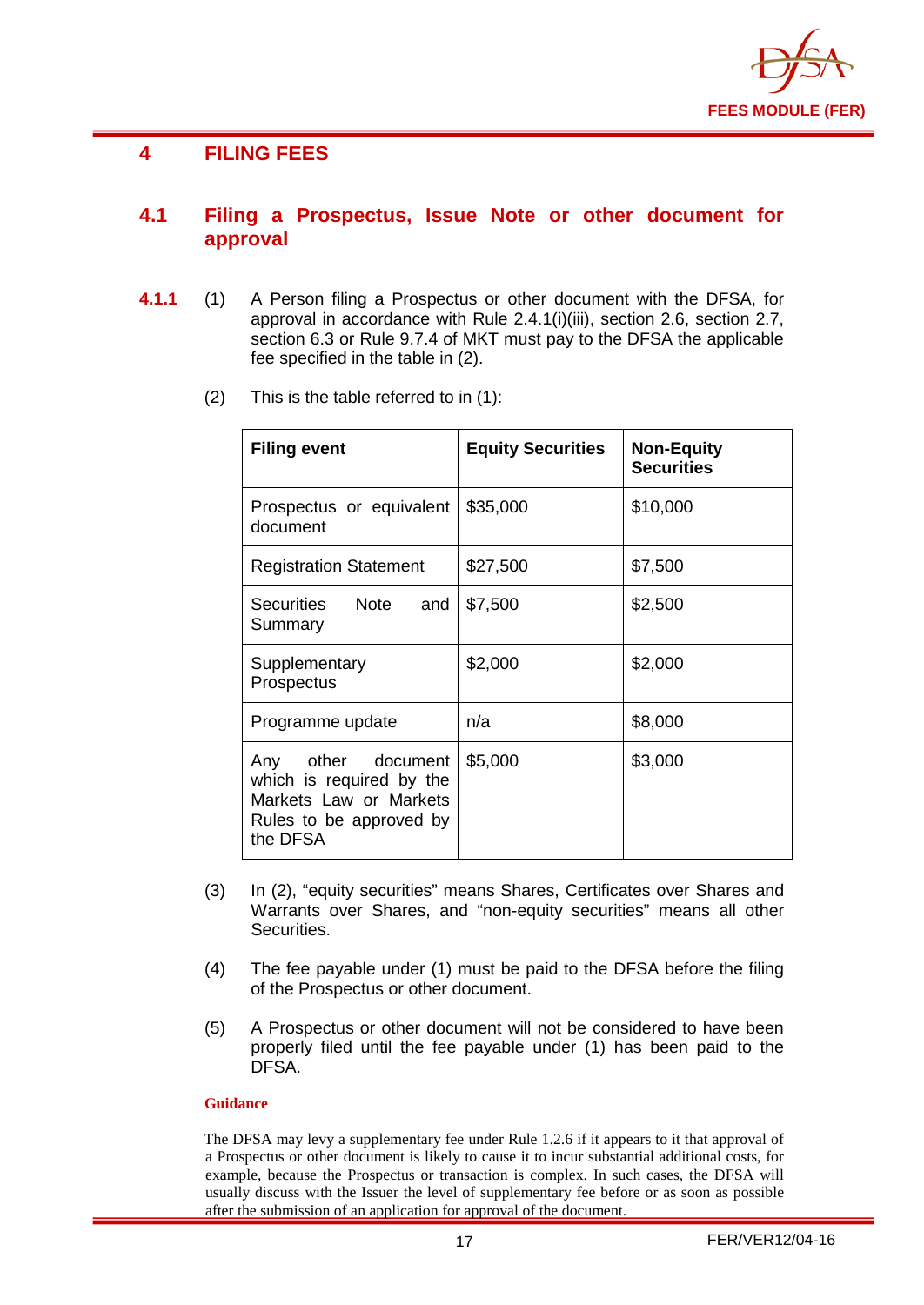# 4 FILING FEES

## 4.1 Filing a Prospectus, Issue Note or other document for approval

**4.1.1** (1) A Person filing a Prospectus or other document with the DFSA, for approval in accordance with Rule 2.4.1(i)(iii), section 2.6, section 2.7, section 6.3 or Rule 9.7.4 of MKT must pay to the DFSA the applicable fee specified in the table in (2).

(2) This is the table referred to in (1):

| Filing event | Equity Securities | Non-Equity Securities |
|---|---|---|
| Prospectus or equivalent document | $35,000 | $10,000 |
| Registration Statement | $27,500 | $7,500 |
| Securities Note and Summary | $7,500 | $2,500 |
| Supplementary Prospectus | $2,000 | $2,000 |
| Programme update | n/a | $8,000 |
| Any other document which is required by the Markets Law or Markets Rules to be approved by the DFSA | $5,000 | $3,000 |

(3) In (2), "equity securities" means Shares, Certificates over Shares and Warrants over Shares, and "non-equity securities" means all other Securities.

(4) The fee payable under (1) must be paid to the DFSA before the filing of the Prospectus or other document.

(5) A Prospectus or other document will not be considered to have been properly filed until the fee payable under (1) has been paid to the DFSA.

**Guidance**

The DFSA may levy a supplementary fee under Rule 1.2.6 if it appears to it that approval of a Prospectus or other document is likely to cause it to incur substantial additional costs, for example, because the Prospectus or transaction is complex. In such cases, the DFSA will usually discuss with the Issuer the level of supplementary fee before or as soon as possible after the submission of an application for approval of the document.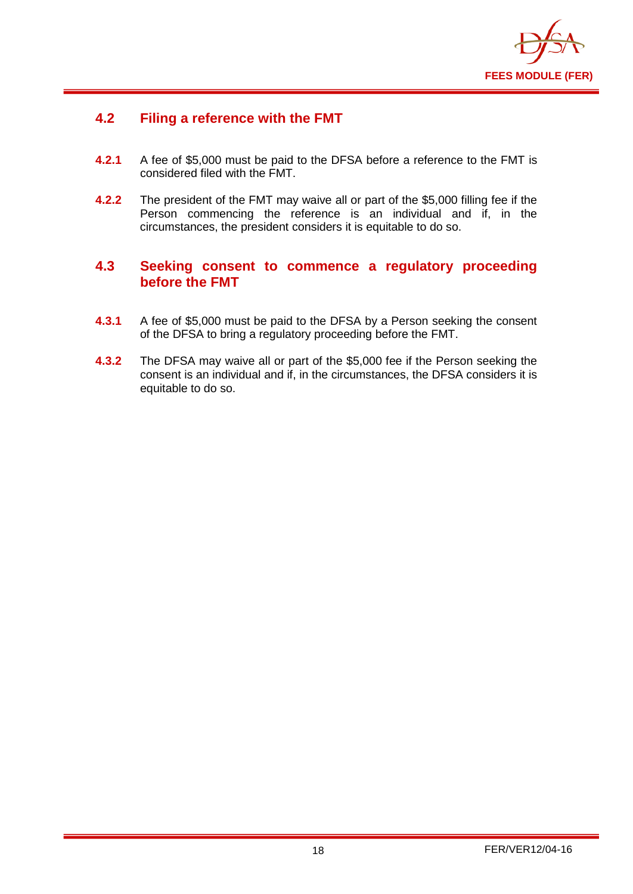## 4.2 Filing a reference with the FMT

**4.2.1** A fee of $5,000 must be paid to the DFSA before a reference to the FMT is considered filed with the FMT.

**4.2.2** The president of the FMT may waive all or part of the $5,000 filling fee if the Person commencing the reference is an individual and if, in the circumstances, the president considers it is equitable to do so.

## 4.3 Seeking consent to commence a regulatory proceeding before the FMT

**4.3.1** A fee of $5,000 must be paid to the DFSA by a Person seeking the consent of the DFSA to bring a regulatory proceeding before the FMT.

**4.3.2** The DFSA may waive all or part of the $5,000 fee if the Person seeking the consent is an individual and if, in the circumstances, the DFSA considers it is equitable to do so.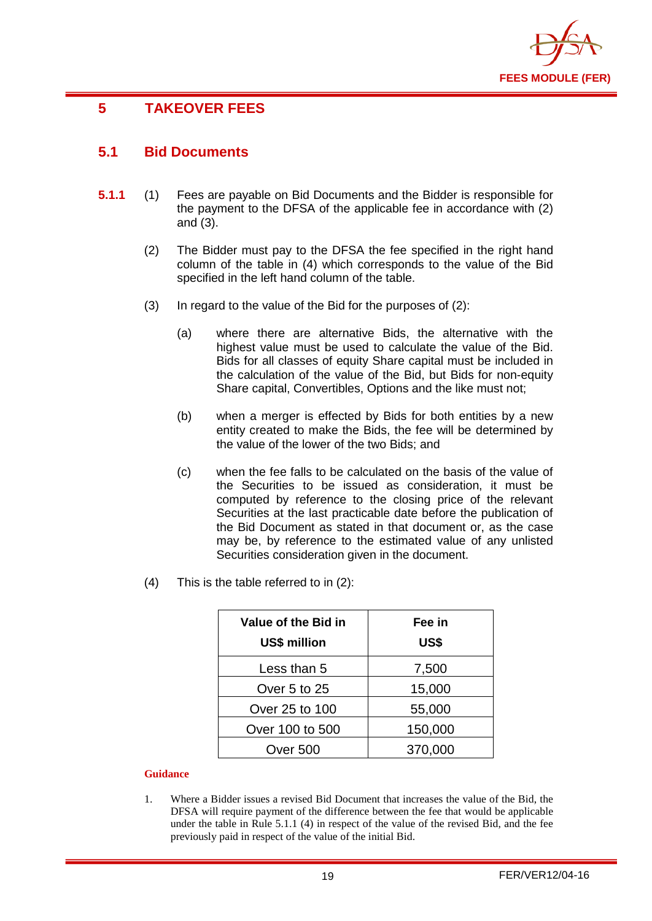# 5 TAKEOVER FEES

## 5.1 Bid Documents

**5.1.1** (1) Fees are payable on Bid Documents and the Bidder is responsible for the payment to the DFSA of the applicable fee in accordance with (2) and (3).

(2) The Bidder must pay to the DFSA the fee specified in the right hand column of the table in (4) which corresponds to the value of the Bid specified in the left hand column of the table.

(3) In regard to the value of the Bid for the purposes of (2):

(a) where there are alternative Bids, the alternative with the highest value must be used to calculate the value of the Bid. Bids for all classes of equity Share capital must be included in the calculation of the value of the Bid, but Bids for non-equity Share capital, Convertibles, Options and the like must not;

(b) when a merger is effected by Bids for both entities by a new entity created to make the Bids, the fee will be determined by the value of the lower of the two Bids; and

(c) when the fee falls to be calculated on the basis of the value of the Securities to be issued as consideration, it must be computed by reference to the closing price of the relevant Securities at the last practicable date before the publication of the Bid Document as stated in that document or, as the case may be, by reference to the estimated value of any unlisted Securities consideration given in the document.

(4) This is the table referred to in (2):

| Value of the Bid in US$ million | Fee in US$ |
|---|---|
| Less than 5 | 7,500 |
| Over 5 to 25 | 15,000 |
| Over 25 to 100 | 55,000 |
| Over 100 to 500 | 150,000 |
| Over 500 | 370,000 |

**Guidance**

1. Where a Bidder issues a revised Bid Document that increases the value of the Bid, the DFSA will require payment of the difference between the fee that would be applicable under the table in Rule 5.1.1 (4) in respect of the value of the revised Bid, and the fee previously paid in respect of the value of the initial Bid.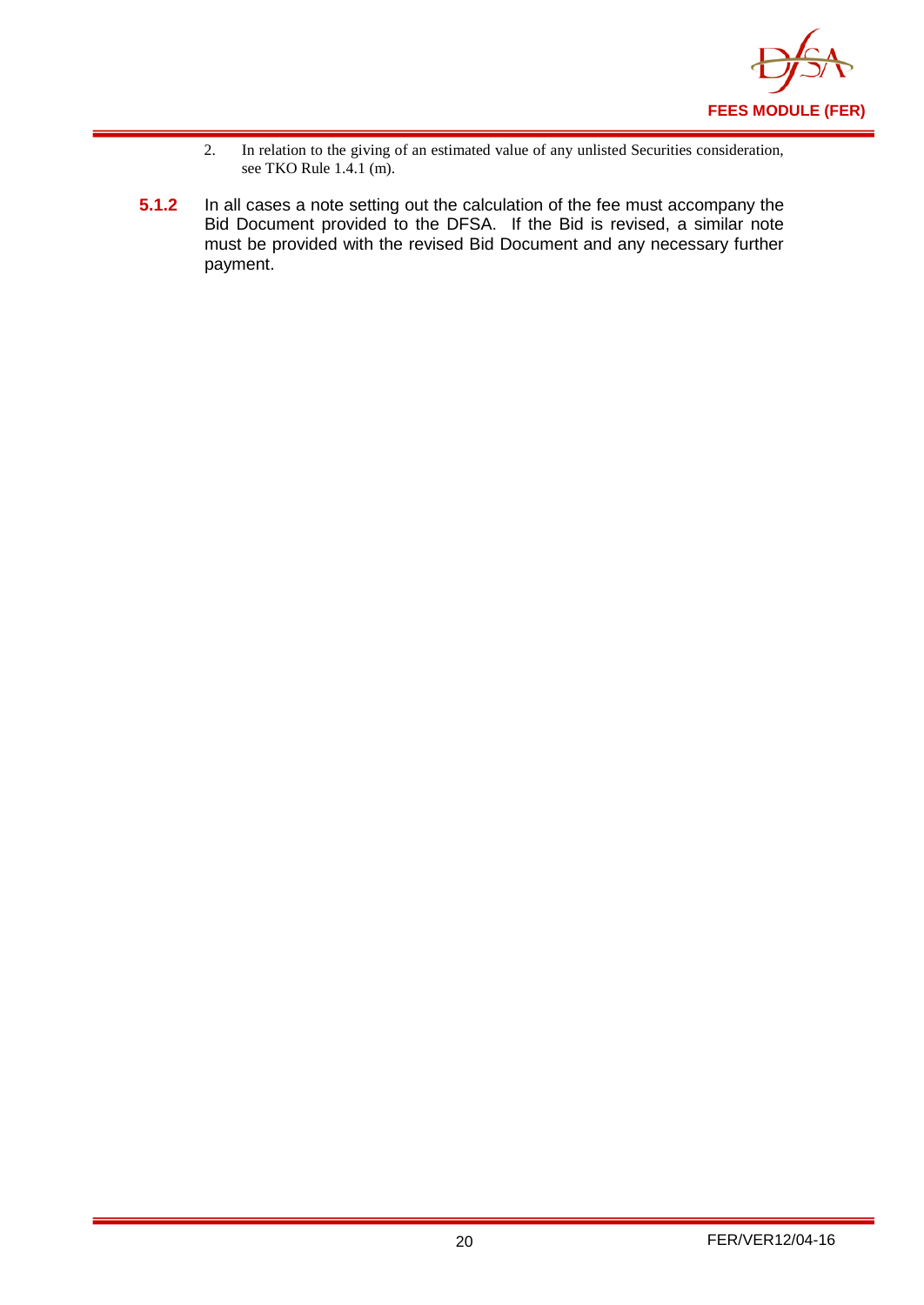2. In relation to the giving of an estimated value of any unlisted Securities consideration, see TKO Rule 1.4.1 (m).

**5.1.2** In all cases a note setting out the calculation of the fee must accompany the Bid Document provided to the DFSA. If the Bid is revised, a similar note must be provided with the revised Bid Document and any necessary further payment.